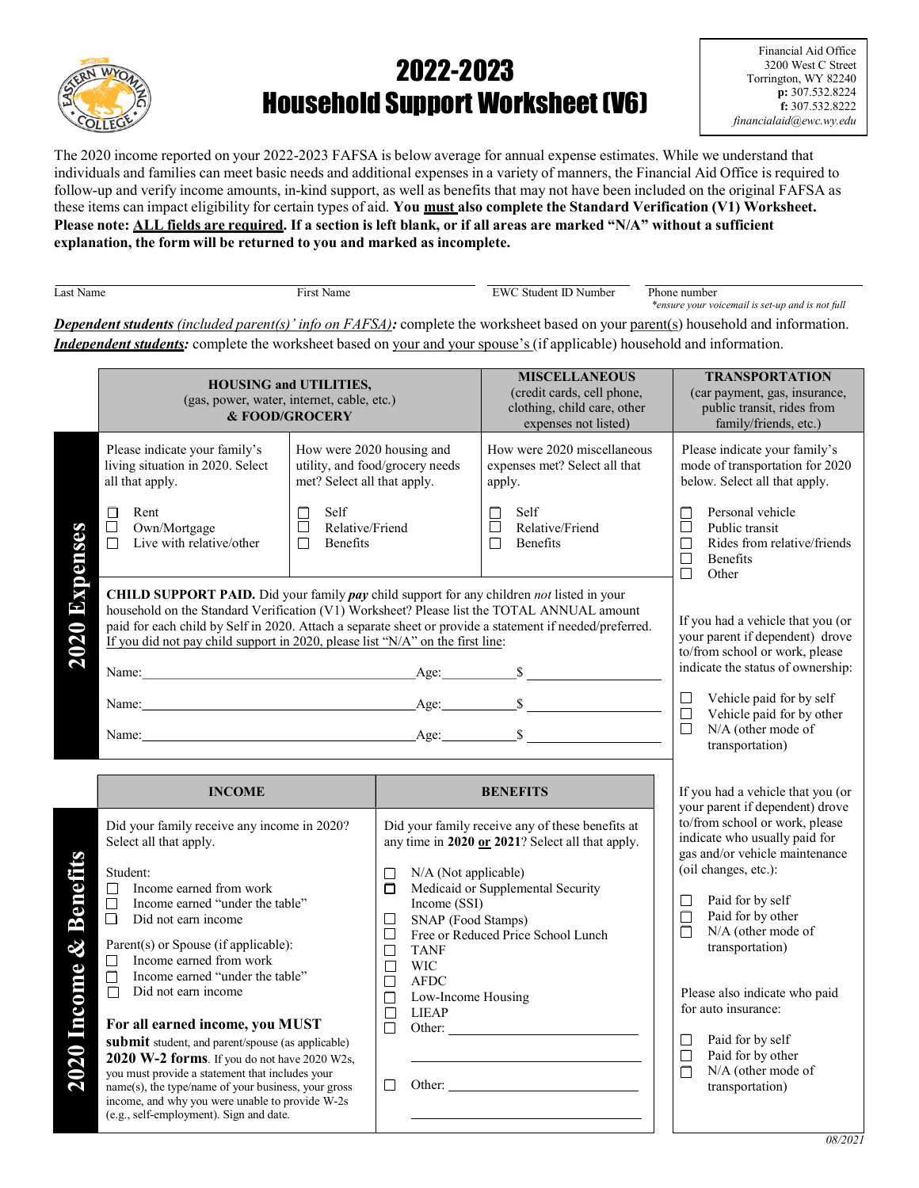# 2022-2023 Household Support Worksheet (V6)

Financial Aid Office
3200 West C Street
Torrington, WY 82240
**p:** 307.532.8224
**f:** 307.532.8222
*financialaid@ewc.wy.edu*

The 2020 income reported on your 2022-2023 FAFSA is below average for annual expense estimates. While we understand that individuals and families can meet basic needs and additional expenses in a variety of manners, the Financial Aid Office is required to follow-up and verify income amounts, in-kind support, as well as benefits that may not have been included on the original FAFSA as these items can impact eligibility for certain types of aid. **You must also complete the Standard Verification (V1) Worksheet. Please note: ALL fields are required. If a section is left blank, or if all areas are marked "N/A" without a sufficient explanation, the form will be returned to you and marked as incomplete.**

| Last Name | First Name | EWC Student ID Number | Phone number *\*ensure your voicemail is set-up and is not full* |
|---|---|---|---|
| | | | |

***Dependent students** (included parent(s)' info on FAFSA):* complete the worksheet based on your parent(s) household and information.
***Independent students:*** complete the worksheet based on your and your spouse's (if applicable) household and information.

## 2020 Expenses

### HOUSING and UTILITIES, (gas, power, water, internet, cable, etc.) & FOOD/GROCERY

Please indicate your family's living situation in 2020. Select all that apply.

- ☐ Rent
- ☐ Own/Mortgage
- ☐ Live with relative/other

How were 2020 housing and utility, and food/grocery needs met? Select all that apply.

- ☐ Self
- ☐ Relative/Friend
- ☐ Benefits

### MISCELLANEOUS (credit cards, cell phone, clothing, child care, other expenses not listed)

How were 2020 miscellaneous expenses met? Select all that apply.

- ☐ Self
- ☐ Relative/Friend
- ☐ Benefits

### CHILD SUPPORT PAID

**CHILD SUPPORT PAID.** Did your family ***pay*** child support for any children *not* listed in your household on the Standard Verification (V1) Worksheet? Please list the TOTAL ANNUAL amount paid for each child by Self in 2020. Attach a separate sheet or provide a statement if needed/preferred. If you did not pay child support in 2020, please list "N/A" on the first line:

Name:\_\_\_\_\_\_\_\_\_\_\_\_\_\_\_\_\_\_\_\_ Age:\_\_\_\_\_\_ $\_\_\_\_\_\_\_\_\_\_

Name:\_\_\_\_\_\_\_\_\_\_\_\_\_\_\_\_\_\_\_\_ Age:\_\_\_\_\_\_ $\_\_\_\_\_\_\_\_\_\_

Name:\_\_\_\_\_\_\_\_\_\_\_\_\_\_\_\_\_\_\_\_ Age:\_\_\_\_\_\_ $\_\_\_\_\_\_\_\_\_\_

### TRANSPORTATION (car payment, gas, insurance, public transit, rides from family/friends, etc.)

Please indicate your family's mode of transportation for 2020 below. Select all that apply.

- ☐ Personal vehicle
- ☐ Public transit
- ☐ Rides from relative/friends
- ☐ Benefits
- ☐ Other

If you had a vehicle that you (or your parent if dependent) drove to/from school or work, please indicate the status of ownership:

- ☐ Vehicle paid for by self
- ☐ Vehicle paid for by other
- ☐ N/A (other mode of transportation)

If you had a vehicle that you (or your parent if dependent) drove to/from school or work, please indicate who usually paid for gas and/or vehicle maintenance (oil changes, etc.):

- ☐ Paid for by self
- ☐ Paid for by other
- ☐ N/A (other mode of transportation)

Please also indicate who paid for auto insurance:

- ☐ Paid for by self
- ☐ Paid for by other
- ☐ N/A (other mode of transportation)

## 2020 Income & Benefits

### INCOME

Did your family receive any income in 2020? Select all that apply.

Student:

- ☐ Income earned from work
- ☐ Income earned "under the table"
- ☐ Did not earn income

Parent(s) or Spouse (if applicable):

- ☐ Income earned from work
- ☐ Income earned "under the table"
- ☐ Did not earn income

**For all earned income, you MUST submit** student, and parent/spouse (as applicable) **2020 W-2 forms**. If you do not have 2020 W2s, you must provide a statement that includes your name(s), the type/name of your business, your gross income, and why you were unable to provide W-2s (e.g., self-employment). Sign and date.

### BENEFITS

Did your family receive any of these benefits at any time in **2020 or 2021**? Select all that apply.

- ☐ N/A (Not applicable)
- ☐ Medicaid or Supplemental Security Income (SSI)
- ☐ SNAP (Food Stamps)
- ☐ Free or Reduced Price School Lunch
- ☐ TANF
- ☐ WIC
- ☐ AFDC
- ☐ Low-Income Housing
- ☐ LIEAP
- ☐ Other: \_\_\_\_\_\_\_\_\_\_\_\_\_\_\_\_\_\_\_\_
- ☐ Other: \_\_\_\_\_\_\_\_\_\_\_\_\_\_\_\_\_\_\_\_

*08/2021*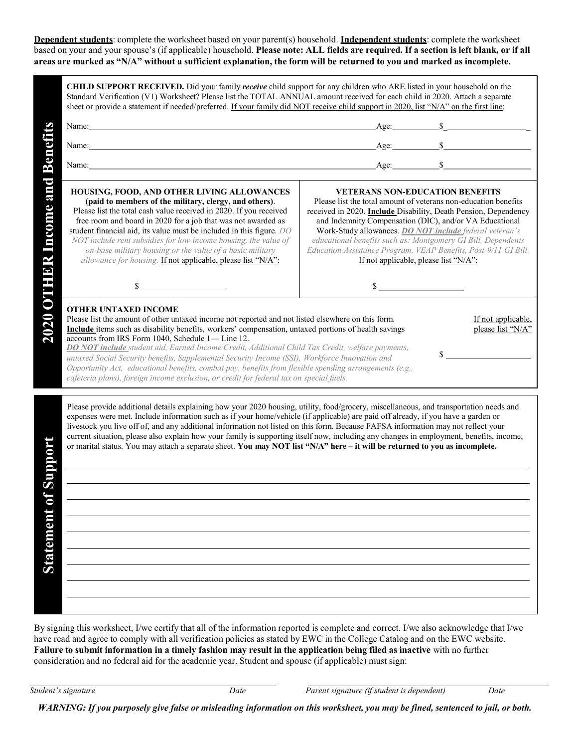**Dependent students**: complete the worksheet based on your parent(s) household. **Independent students**: complete the worksheet based on your and your spouse's (if applicable) household. **Please note: ALL fields are required. If a section is left blank, or if all areas are marked as "N/A" without a sufficient explanation, the form will be returned to you and marked as incomplete.**

## 2020 OTHER Income and Benefits

**CHILD SUPPORT RECEIVED.** Did your family ***receive*** child support for any children who ARE listed in your household on the Standard Verification (V1) Worksheet? Please list the TOTAL ANNUAL amount received for each child in 2020. Attach a separate sheet or provide a statement if needed/preferred. If your family did NOT receive child support in 2020, list "N/A" on the first line:

Name:______________________________ Age:________ $______________

Name:______________________________ Age:________ $______________

Name:______________________________ Age:________ $______________

**HOUSING, FOOD, AND OTHER LIVING ALLOWANCES (paid to members of the military, clergy, and others)**. Please list the total cash value received in 2020. If you received free room and board in 2020 for a job that was not awarded as student financial aid, its value must be included in this figure. *DO NOT include rent subsidies for low-income housing, the value of on-base military housing or the value of a basic military allowance for housing.* If not applicable, please list "N/A":

$ ______________

**VETERANS NON-EDUCATION BENEFITS**
Please list the total amount of veterans non-education benefits received in 2020. **Include** Disability, Death Pension, Dependency and Indemnity Compensation (DIC), and/or VA Educational Work-Study allowances. ***DO NOT include*** *federal veteran's educational benefits such as: Montgomery GI Bill, Dependents Education Assistance Program, VEAP Benefits, Post-9/11 GI Bill.* If not applicable, please list "N/A":

$ ______________

**OTHER UNTAXED INCOME**
Please list the amount of other untaxed income not reported and not listed elsewhere on this form. **Include** items such as disability benefits, workers' compensation, untaxed portions of health savings accounts from IRS Form 1040, Schedule 1— Line 12.
***DO NOT include*** *student aid, Earned Income Credit, Additional Child Tax Credit, welfare payments, untaxed Social Security benefits, Supplemental Security Income (SSI), Workforce Innovation and Opportunity Act, educational benefits, combat pay, benefits from flexible spending arrangements (e.g., cafeteria plans), foreign income exclusion, or credit for federal tax on special fuels.*

If not applicable, please list "N/A"

$ ______________

## Statement of Support

Please provide additional details explaining how your 2020 housing, utility, food/grocery, miscellaneous, and transportation needs and expenses were met. Include information such as if your home/vehicle (if applicable) are paid off already, if you have a garden or livestock you live off of, and any additional information not listed on this form. Because FAFSA information may not reflect your current situation, please also explain how your family is supporting itself now, including any changes in employment, benefits, income, or marital status. You may attach a separate sheet. **You may NOT list "N/A" here – it will be returned to you as incomplete.**

______________________________________________________________________

______________________________________________________________________

______________________________________________________________________

______________________________________________________________________

______________________________________________________________________

______________________________________________________________________

______________________________________________________________________

______________________________________________________________________

______________________________________________________________________

By signing this worksheet, I/we certify that all of the information reported is complete and correct. I/we also acknowledge that I/we have read and agree to comply with all verification policies as stated by EWC in the College Catalog and on the EWC website. **Failure to submit information in a timely fashion may result in the application being filed as inactive** with no further consideration and no federal aid for the academic year. Student and spouse (if applicable) must sign:

______________________________ ______________________________

*Student's signature* *Date* *Parent signature (if student is dependent)* *Date*

***WARNING: If you purposely give false or misleading information on this worksheet, you may be fined, sentenced to jail, or both.***